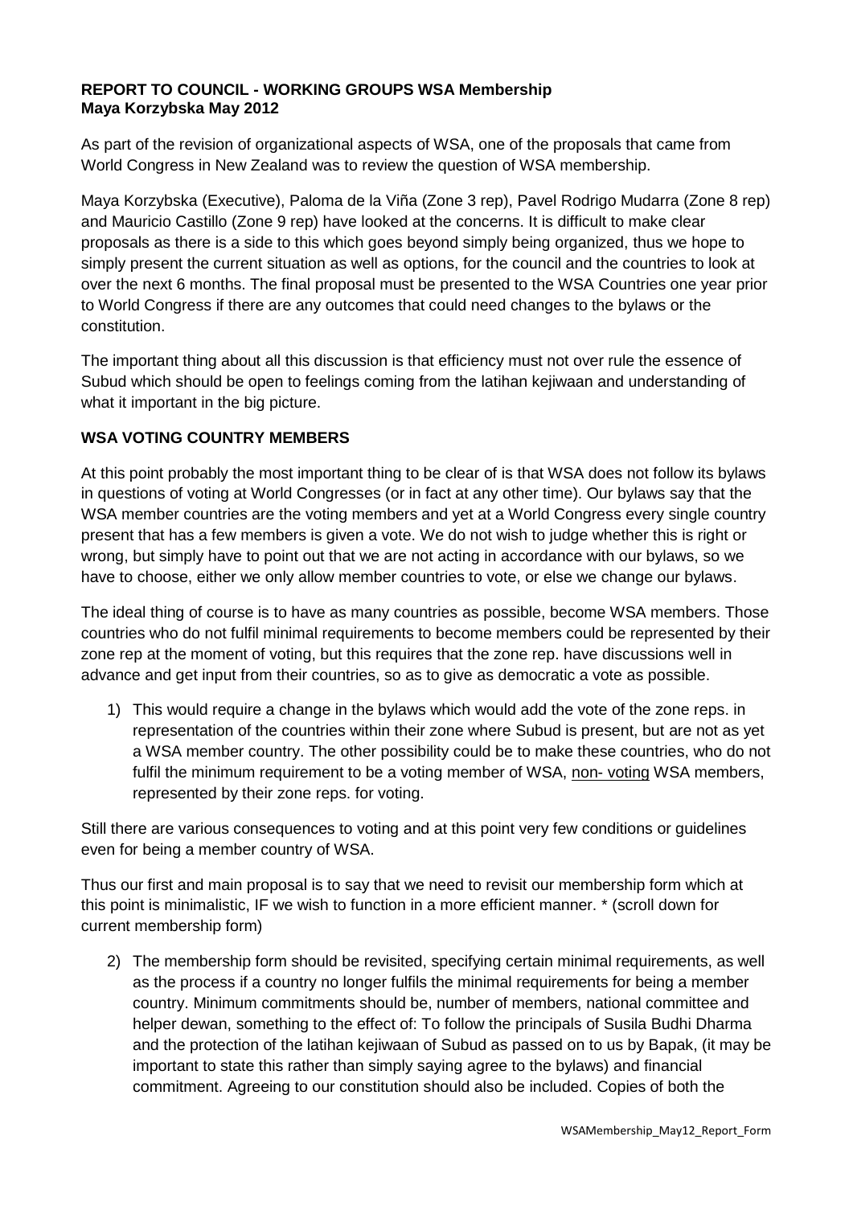**REPORT TO COUNCIL - WORKING GROUPS WSA Membership**
**Maya Korzybska May 2012**

As part of the revision of organizational aspects of WSA, one of the proposals that came from World Congress in New Zealand was to review the question of WSA membership.

Maya Korzybska (Executive), Paloma de la Viña (Zone 3 rep), Pavel Rodrigo Mudarra (Zone 8 rep) and Mauricio Castillo (Zone 9 rep) have looked at the concerns. It is difficult to make clear proposals as there is a side to this which goes beyond simply being organized, thus we hope to simply present the current situation as well as options, for the council and the countries to look at over the next 6 months. The final proposal must be presented to the WSA Countries one year prior to World Congress if there are any outcomes that could need changes to the bylaws or the constitution.

The important thing about all this discussion is that efficiency must not over rule the essence of Subud which should be open to feelings coming from the latihan kejiwaan and understanding of what it important in the big picture.

**WSA VOTING COUNTRY MEMBERS**

At this point probably the most important thing to be clear of is that WSA does not follow its bylaws in questions of voting at World Congresses (or in fact at any other time). Our bylaws say that the WSA member countries are the voting members and yet at a World Congress every single country present that has a few members is given a vote. We do not wish to judge whether this is right or wrong, but simply have to point out that we are not acting in accordance with our bylaws, so we have to choose, either we only allow member countries to vote, or else we change our bylaws.

The ideal thing of course is to have as many countries as possible, become WSA members. Those countries who do not fulfil minimal requirements to become members could be represented by their zone rep at the moment of voting, but this requires that the zone rep. have discussions well in advance and get input from their countries, so as to give as democratic a vote as possible.

1) This would require a change in the bylaws which would add the vote of the zone reps. in representation of the countries within their zone where Subud is present, but are not as yet a WSA member country. The other possibility could be to make these countries, who do not fulfil the minimum requirement to be a voting member of WSA, <u>non- voting</u> WSA members, represented by their zone reps. for voting.

Still there are various consequences to voting and at this point very few conditions or guidelines even for being a member country of WSA.

Thus our first and main proposal is to say that we need to revisit our membership form which at this point is minimalistic, IF we wish to function in a more efficient manner. * (scroll down for current membership form)

2) The membership form should be revisited, specifying certain minimal requirements, as well as the process if a country no longer fulfils the minimal requirements for being a member country. Minimum commitments should be, number of members, national committee and helper dewan, something to the effect of: To follow the principals of Susila Budhi Dharma and the protection of the latihan kejiwaan of Subud as passed on to us by Bapak, (it may be important to state this rather than simply saying agree to the bylaws) and financial commitment. Agreeing to our constitution should also be included. Copies of both the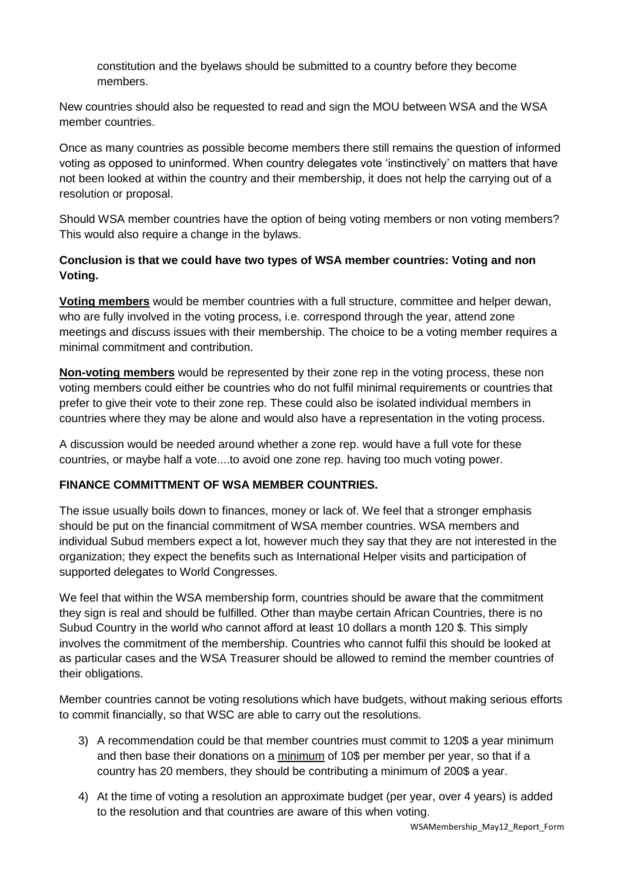constitution and the byelaws should be submitted to a country before they become members.

New countries should also be requested to read and sign the MOU between WSA and the WSA member countries.

Once as many countries as possible become members there still remains the question of informed voting as opposed to uninformed. When country delegates vote 'instinctively' on matters that have not been looked at within the country and their membership, it does not help the carrying out of a resolution or proposal.

Should WSA member countries have the option of being voting members or non voting members? This would also require a change in the bylaws.

**Conclusion is that we could have two types of WSA member countries: Voting and non Voting.**

**Voting members** would be member countries with a full structure, committee and helper dewan, who are fully involved in the voting process, i.e. correspond through the year, attend zone meetings and discuss issues with their membership. The choice to be a voting member requires a minimal commitment and contribution.

**Non-voting members** would be represented by their zone rep in the voting process, these non voting members could either be countries who do not fulfil minimal requirements or countries that prefer to give their vote to their zone rep. These could also be isolated individual members in countries where they may be alone and would also have a representation in the voting process.

A discussion would be needed around whether a zone rep. would have a full vote for these countries, or maybe half a vote....to avoid one zone rep. having too much voting power.

**FINANCE COMMITTMENT OF WSA MEMBER COUNTRIES.**

The issue usually boils down to finances, money or lack of. We feel that a stronger emphasis should be put on the financial commitment of WSA member countries. WSA members and individual Subud members expect a lot, however much they say that they are not interested in the organization; they expect the benefits such as International Helper visits and participation of supported delegates to World Congresses.

We feel that within the WSA membership form, countries should be aware that the commitment they sign is real and should be fulfilled. Other than maybe certain African Countries, there is no Subud Country in the world who cannot afford at least 10 dollars a month 120 $. This simply involves the commitment of the membership. Countries who cannot fulfil this should be looked at as particular cases and the WSA Treasurer should be allowed to remind the member countries of their obligations.

Member countries cannot be voting resolutions which have budgets, without making serious efforts to commit financially, so that WSC are able to carry out the resolutions.

3) A recommendation could be that member countries must commit to 120$ a year minimum and then base their donations on a minimum of 10$ per member per year, so that if a country has 20 members, they should be contributing a minimum of 200$ a year.
4) At the time of voting a resolution an approximate budget (per year, over 4 years) is added to the resolution and that countries are aware of this when voting.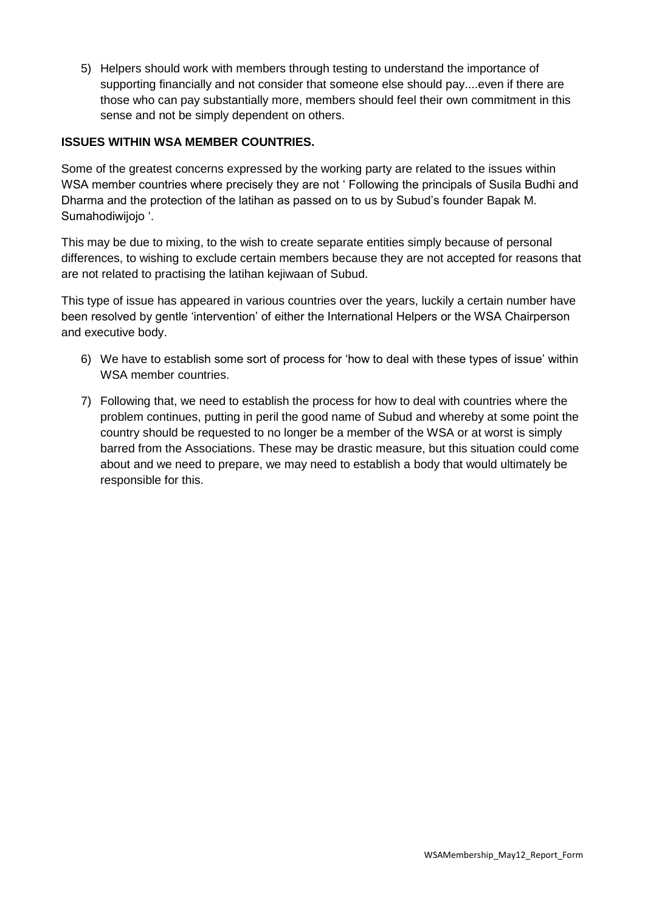5) Helpers should work with members through testing to understand the importance of supporting financially and not consider that someone else should pay....even if there are those who can pay substantially more, members should feel their own commitment in this sense and not be simply dependent on others.

**ISSUES WITHIN WSA MEMBER COUNTRIES.**

Some of the greatest concerns expressed by the working party are related to the issues within WSA member countries where precisely they are not ' Following the principals of Susila Budhi and Dharma and the protection of the latihan as passed on to us by Subud's founder Bapak M. Sumahodiwijojo '.

This may be due to mixing, to the wish to create separate entities simply because of personal differences, to wishing to exclude certain members because they are not accepted for reasons that are not related to practising the latihan kejiwaan of Subud.

This type of issue has appeared in various countries over the years, luckily a certain number have been resolved by gentle 'intervention' of either the International Helpers or the WSA Chairperson and executive body.

6) We have to establish some sort of process for 'how to deal with these types of issue' within WSA member countries.

7) Following that, we need to establish the process for how to deal with countries where the problem continues, putting in peril the good name of Subud and whereby at some point the country should be requested to no longer be a member of the WSA or at worst is simply barred from the Associations. These may be drastic measure, but this situation could come about and we need to prepare, we may need to establish a body that would ultimately be responsible for this.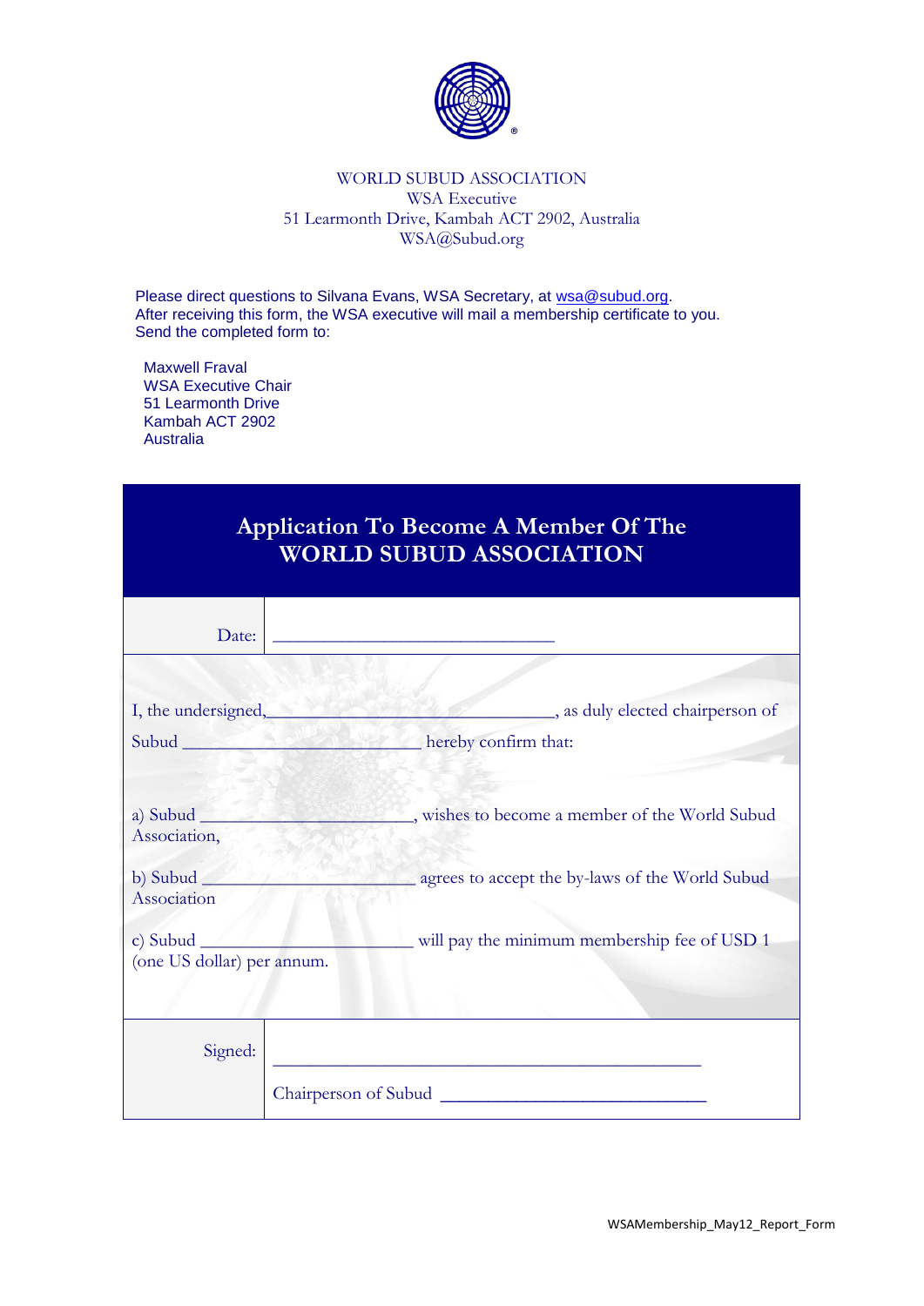WORLD SUBUD ASSOCIATION
WSA Executive
51 Learmonth Drive, Kambah ACT 2902, Australia
WSA@Subud.org

Please direct questions to Silvana Evans, WSA Secretary, at wsa@subud.org.
After receiving this form, the WSA executive will mail a membership certificate to you.
Send the completed form to:

Maxwell Fraval
WSA Executive Chair
51 Learmonth Drive
Kambah ACT 2902
Australia

## Application To Become A Member Of The WORLD SUBUD ASSOCIATION

Date: ______________________________

I, the undersigned,______________________________, as duly elected chairperson of Subud ________________________ hereby confirm that:

a) Subud ______________________, wishes to become a member of the World Subud Association,

b) Subud ______________________ agrees to accept the by-laws of the World Subud Association

c) Subud ______________________ will pay the minimum membership fee of USD 1 (one US dollar) per annum.

Signed: ______________________________________________

Chairperson of Subud ____________________________

WSAMembership_May12_Report_Form